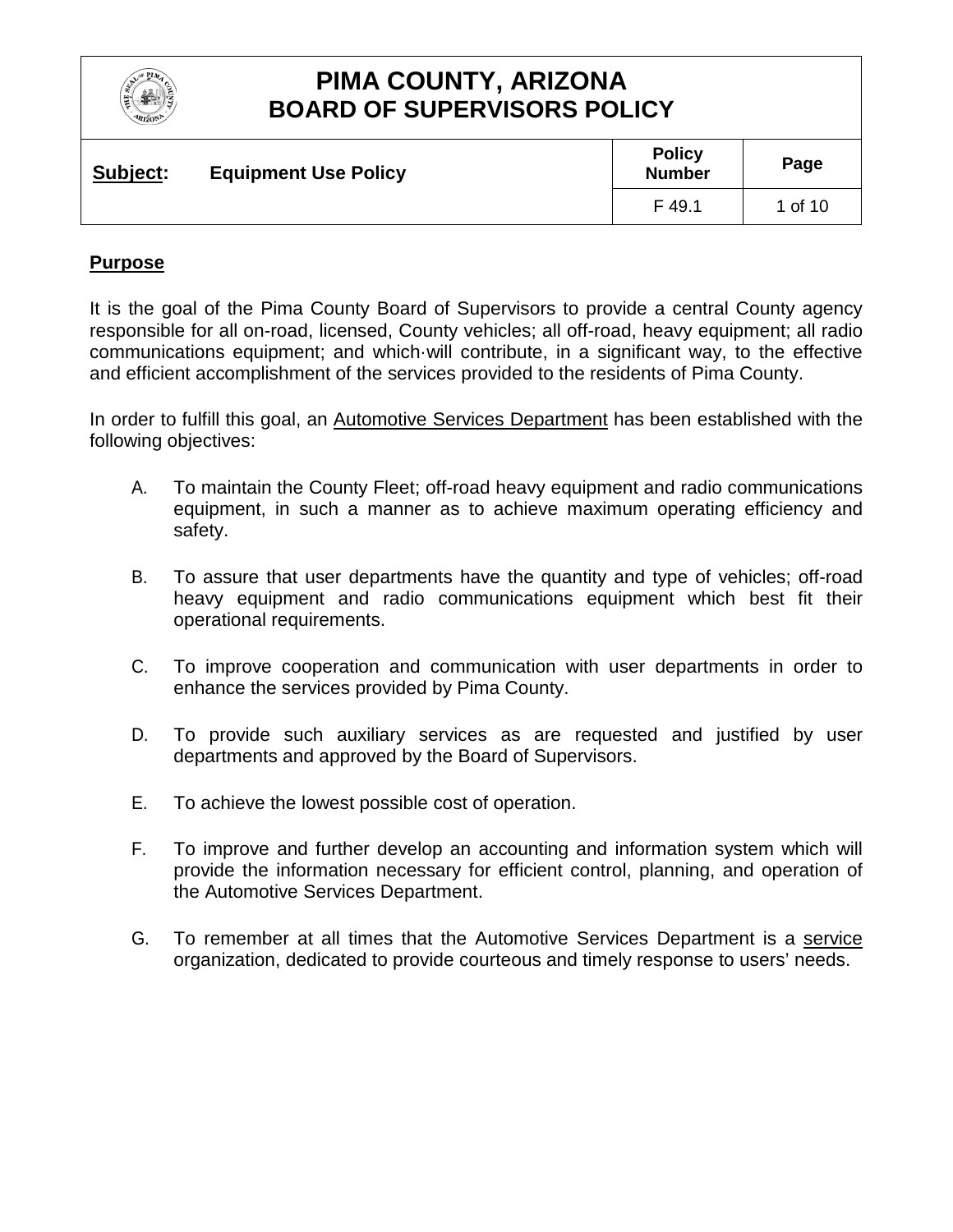# PIMA COUNTY, ARIZONA
## BOARD OF SUPERVISORS POLICY

| **Subject:** Equipment Use Policy | **Policy Number** | **Page** |
| --- | --- | --- |
| | F 49.1 | 1 of 10 |

### Purpose

It is the goal of the Pima County Board of Supervisors to provide a central County agency responsible for all on-road, licensed, County vehicles; all off-road, heavy equipment; all radio communications equipment; and which·will contribute, in a significant way, to the effective and efficient accomplishment of the services provided to the residents of Pima County.

In order to fulfill this goal, an Automotive Services Department has been established with the following objectives:

A. To maintain the County Fleet; off-road heavy equipment and radio communications equipment, in such a manner as to achieve maximum operating efficiency and safety.

B. To assure that user departments have the quantity and type of vehicles; off-road heavy equipment and radio communications equipment which best fit their operational requirements.

C. To improve cooperation and communication with user departments in order to enhance the services provided by Pima County.

D. To provide such auxiliary services as are requested and justified by user departments and approved by the Board of Supervisors.

E. To achieve the lowest possible cost of operation.

F. To improve and further develop an accounting and information system which will provide the information necessary for efficient control, planning, and operation of the Automotive Services Department.

G. To remember at all times that the Automotive Services Department is a service organization, dedicated to provide courteous and timely response to users' needs.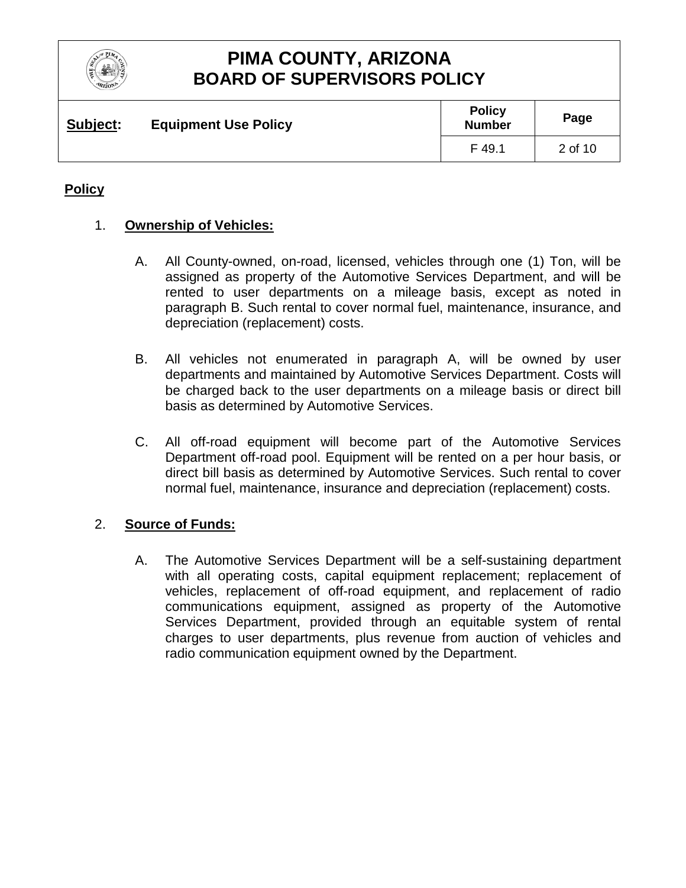## Policy

1. **Ownership of Vehicles:**

   A. All County-owned, on-road, licensed, vehicles through one (1) Ton, will be assigned as property of the Automotive Services Department, and will be rented to user departments on a mileage basis, except as noted in paragraph B. Such rental to cover normal fuel, maintenance, insurance, and depreciation (replacement) costs.

   B. All vehicles not enumerated in paragraph A, will be owned by user departments and maintained by Automotive Services Department. Costs will be charged back to the user departments on a mileage basis or direct bill basis as determined by Automotive Services.

   C. All off-road equipment will become part of the Automotive Services Department off-road pool. Equipment will be rented on a per hour basis, or direct bill basis as determined by Automotive Services. Such rental to cover normal fuel, maintenance, insurance and depreciation (replacement) costs.

2. **Source of Funds:**

   A. The Automotive Services Department will be a self-sustaining department with all operating costs, capital equipment replacement; replacement of vehicles, replacement of off-road equipment, and replacement of radio communications equipment, assigned as property of the Automotive Services Department, provided through an equitable system of rental charges to user departments, plus revenue from auction of vehicles and radio communication equipment owned by the Department.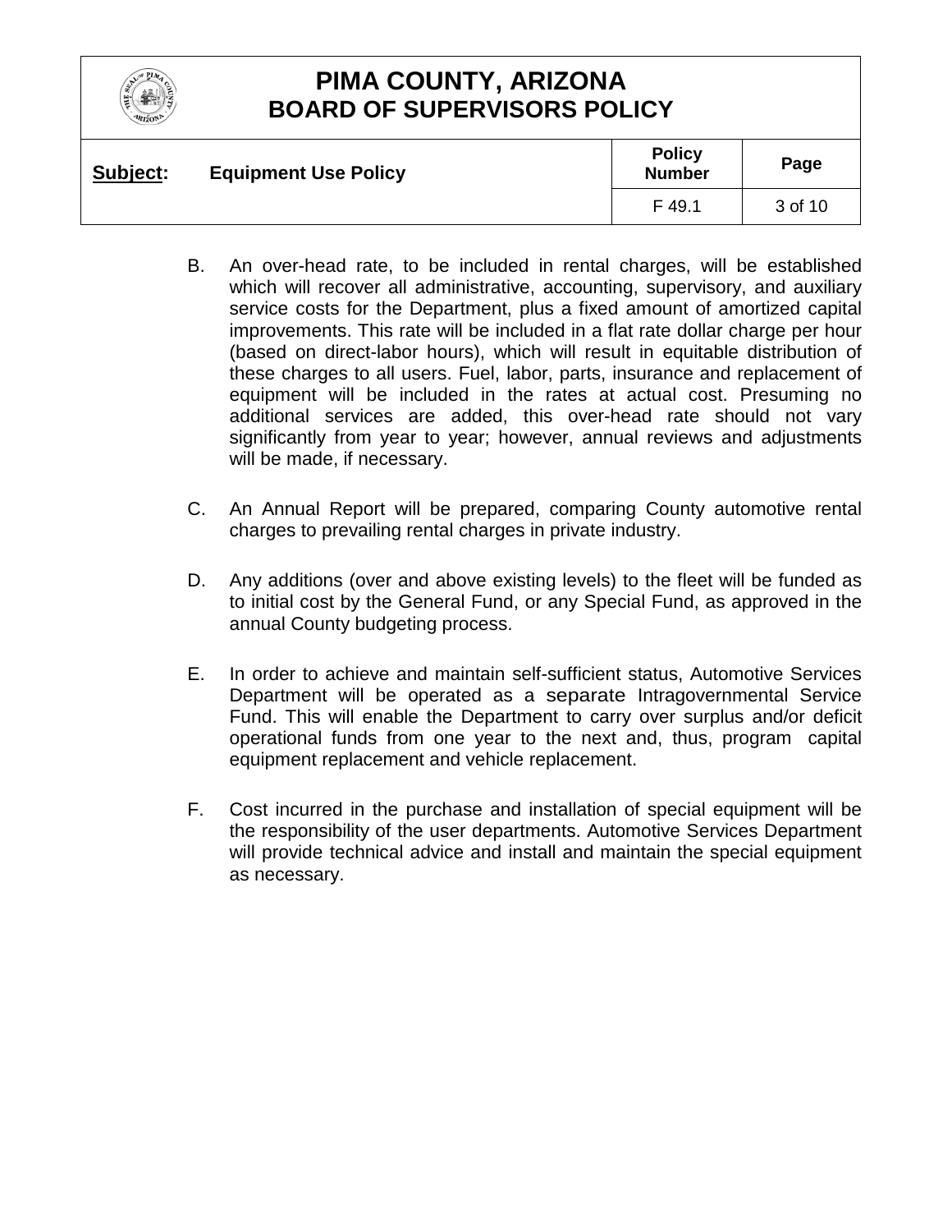B. An over-head rate, to be included in rental charges, will be established which will recover all administrative, accounting, supervisory, and auxiliary service costs for the Department, plus a fixed amount of amortized capital improvements. This rate will be included in a flat rate dollar charge per hour (based on direct-labor hours), which will result in equitable distribution of these charges to all users. Fuel, labor, parts, insurance and replacement of equipment will be included in the rates at actual cost. Presuming no additional services are added, this over-head rate should not vary significantly from year to year; however, annual reviews and adjustments will be made, if necessary.

C. An Annual Report will be prepared, comparing County automotive rental charges to prevailing rental charges in private industry.

D. Any additions (over and above existing levels) to the fleet will be funded as to initial cost by the General Fund, or any Special Fund, as approved in the annual County budgeting process.

E. In order to achieve and maintain self-sufficient status, Automotive Services Department will be operated as a separate Intragovernmental Service Fund. This will enable the Department to carry over surplus and/or deficit operational funds from one year to the next and, thus, program capital equipment replacement and vehicle replacement.

F. Cost incurred in the purchase and installation of special equipment will be the responsibility of the user departments. Automotive Services Department will provide technical advice and install and maintain the special equipment as necessary.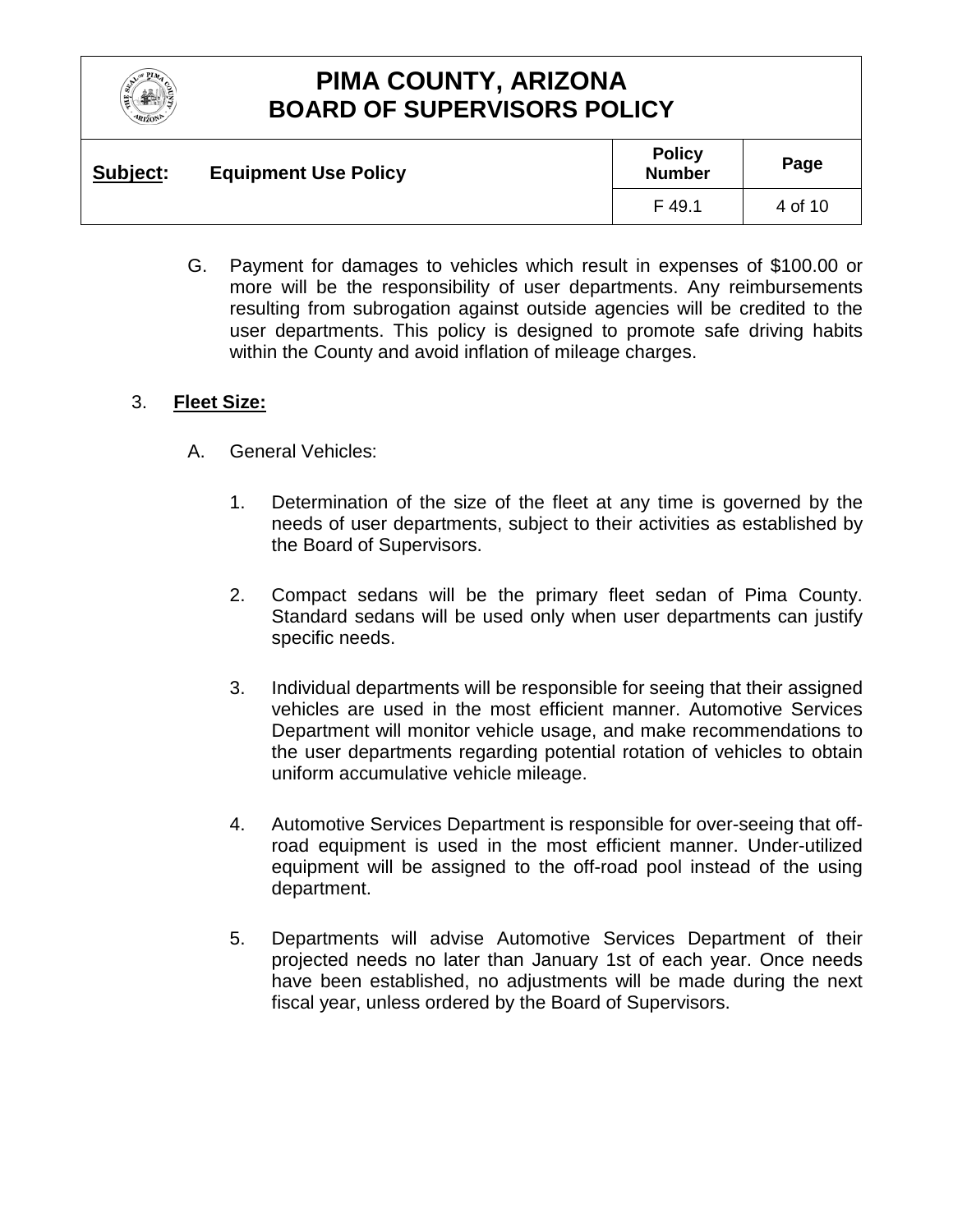G. Payment for damages to vehicles which result in expenses of $100.00 or more will be the responsibility of user departments. Any reimbursements resulting from subrogation against outside agencies will be credited to the user departments. This policy is designed to promote safe driving habits within the County and avoid inflation of mileage charges.

3. **Fleet Size:**

A. General Vehicles:

1. Determination of the size of the fleet at any time is governed by the needs of user departments, subject to their activities as established by the Board of Supervisors.

2. Compact sedans will be the primary fleet sedan of Pima County. Standard sedans will be used only when user departments can justify specific needs.

3. Individual departments will be responsible for seeing that their assigned vehicles are used in the most efficient manner. Automotive Services Department will monitor vehicle usage, and make recommendations to the user departments regarding potential rotation of vehicles to obtain uniform accumulative vehicle mileage.

4. Automotive Services Department is responsible for over-seeing that off-road equipment is used in the most efficient manner. Under-utilized equipment will be assigned to the off-road pool instead of the using department.

5. Departments will advise Automotive Services Department of their projected needs no later than January 1st of each year. Once needs have been established, no adjustments will be made during the next fiscal year, unless ordered by the Board of Supervisors.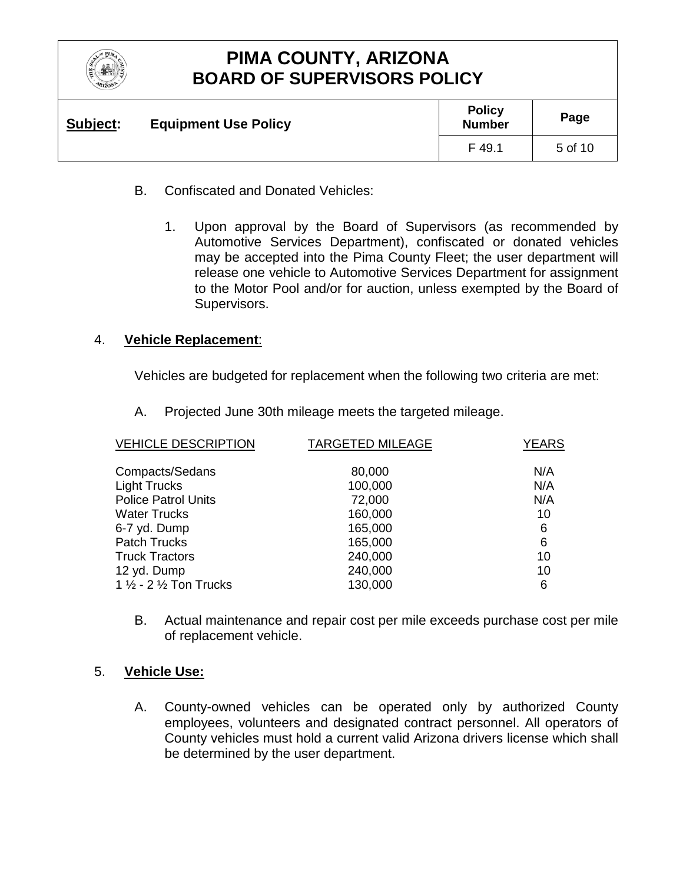B. Confiscated and Donated Vehicles:

1. Upon approval by the Board of Supervisors (as recommended by Automotive Services Department), confiscated or donated vehicles may be accepted into the Pima County Fleet; the user department will release one vehicle to Automotive Services Department for assignment to the Motor Pool and/or for auction, unless exempted by the Board of Supervisors.

4. **Vehicle Replacement**:

Vehicles are budgeted for replacement when the following two criteria are met:

A. Projected June 30th mileage meets the targeted mileage.

| VEHICLE DESCRIPTION | TARGETED MILEAGE | YEARS |
|---|---|---|
| Compacts/Sedans | 80,000 | N/A |
| Light Trucks | 100,000 | N/A |
| Police Patrol Units | 72,000 | N/A |
| Water Trucks | 160,000 | 10 |
| 6-7 yd. Dump | 165,000 | 6 |
| Patch Trucks | 165,000 | 6 |
| Truck Tractors | 240,000 | 10 |
| 12 yd. Dump | 240,000 | 10 |
| 1 ½ - 2 ½ Ton Trucks | 130,000 | 6 |

B. Actual maintenance and repair cost per mile exceeds purchase cost per mile of replacement vehicle.

5. **Vehicle Use:**

A. County-owned vehicles can be operated only by authorized County employees, volunteers and designated contract personnel. All operators of County vehicles must hold a current valid Arizona drivers license which shall be determined by the user department.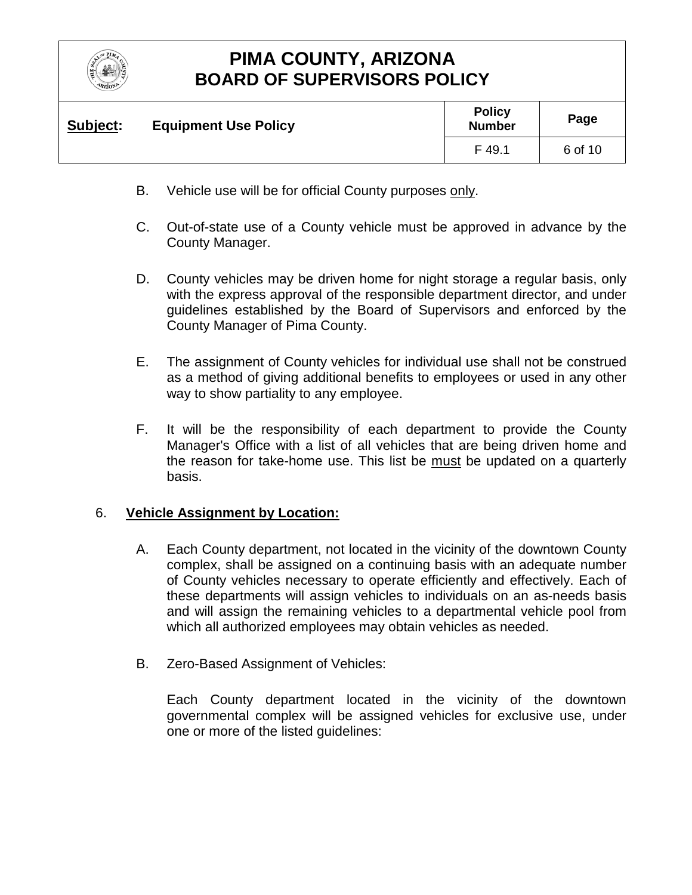B. Vehicle use will be for official County purposes <u>only</u>.

C. Out-of-state use of a County vehicle must be approved in advance by the County Manager.

D. County vehicles may be driven home for night storage a regular basis, only with the express approval of the responsible department director, and under guidelines established by the Board of Supervisors and enforced by the County Manager of Pima County.

E. The assignment of County vehicles for individual use shall not be construed as a method of giving additional benefits to employees or used in any other way to show partiality to any employee.

F. It will be the responsibility of each department to provide the County Manager's Office with a list of all vehicles that are being driven home and the reason for take-home use. This list be <u>must</u> be updated on a quarterly basis.

6. **<u>Vehicle Assignment by Location:</u>**

A. Each County department, not located in the vicinity of the downtown County complex, shall be assigned on a continuing basis with an adequate number of County vehicles necessary to operate efficiently and effectively. Each of these departments will assign vehicles to individuals on an as-needs basis and will assign the remaining vehicles to a departmental vehicle pool from which all authorized employees may obtain vehicles as needed.

B. Zero-Based Assignment of Vehicles:

Each County department located in the vicinity of the downtown governmental complex will be assigned vehicles for exclusive use, under one or more of the listed guidelines: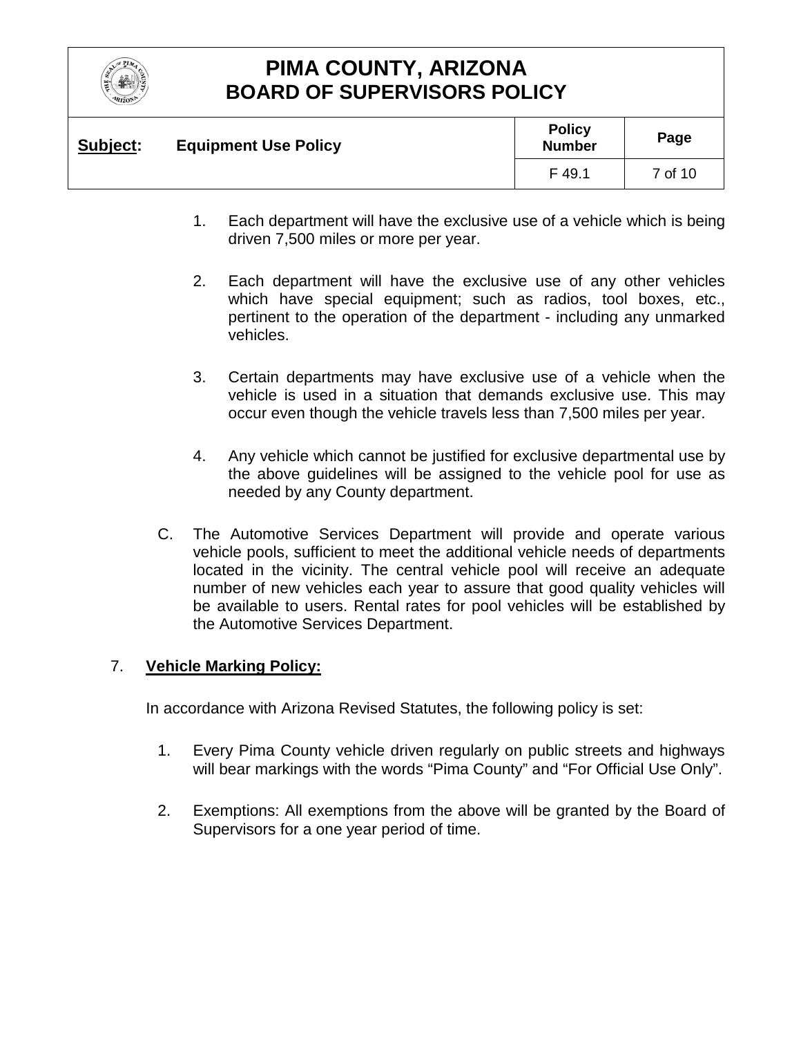1. Each department will have the exclusive use of a vehicle which is being driven 7,500 miles or more per year.

2. Each department will have the exclusive use of any other vehicles which have special equipment; such as radios, tool boxes, etc., pertinent to the operation of the department - including any unmarked vehicles.

3. Certain departments may have exclusive use of a vehicle when the vehicle is used in a situation that demands exclusive use. This may occur even though the vehicle travels less than 7,500 miles per year.

4. Any vehicle which cannot be justified for exclusive departmental use by the above guidelines will be assigned to the vehicle pool for use as needed by any County department.

C. The Automotive Services Department will provide and operate various vehicle pools, sufficient to meet the additional vehicle needs of departments located in the vicinity. The central vehicle pool will receive an adequate number of new vehicles each year to assure that good quality vehicles will be available to users. Rental rates for pool vehicles will be established by the Automotive Services Department.

7. **Vehicle Marking Policy:**

In accordance with Arizona Revised Statutes, the following policy is set:

1. Every Pima County vehicle driven regularly on public streets and highways will bear markings with the words “Pima County” and “For Official Use Only”.

2. Exemptions: All exemptions from the above will be granted by the Board of Supervisors for a one year period of time.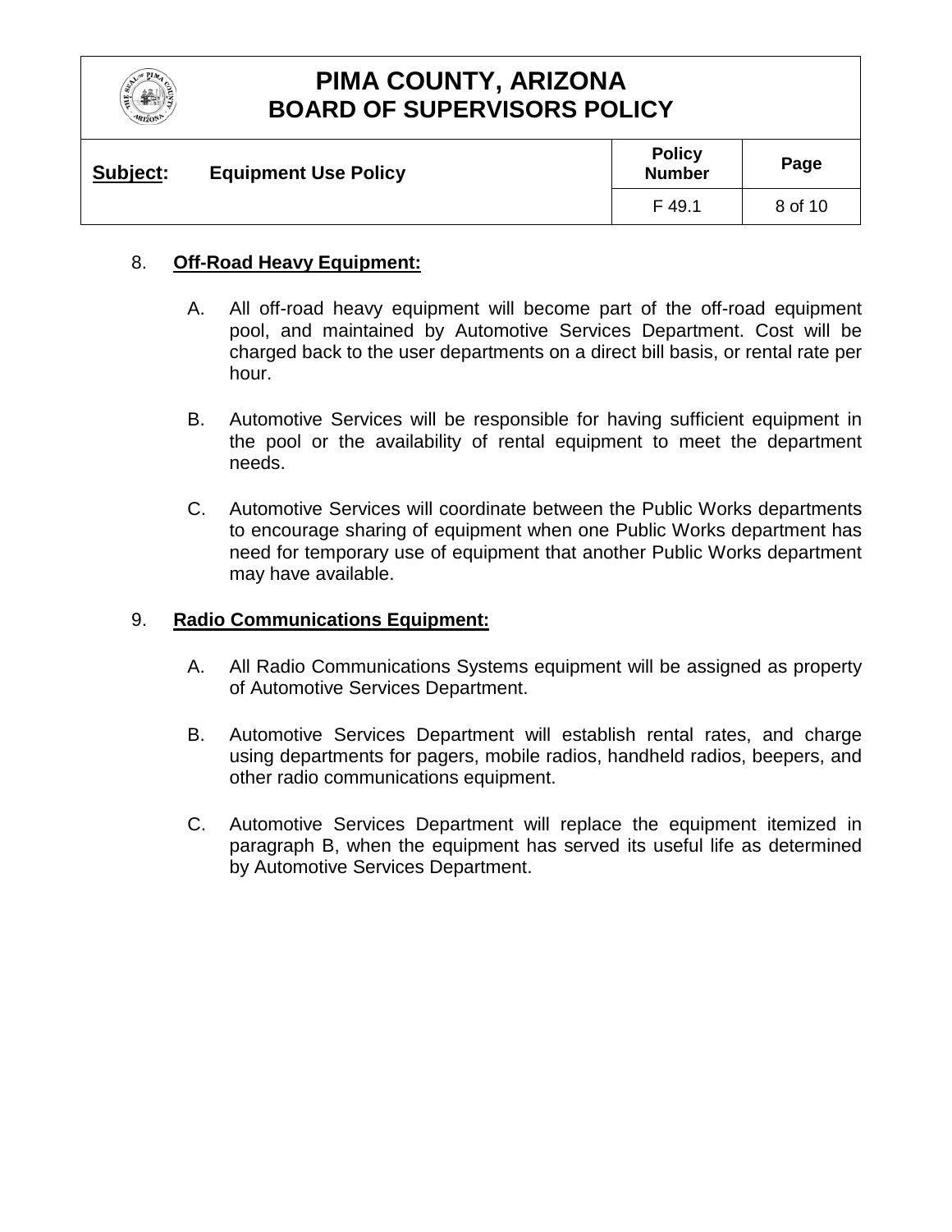8. **Off-Road Heavy Equipment:**

   A. All off-road heavy equipment will become part of the off-road equipment pool, and maintained by Automotive Services Department. Cost will be charged back to the user departments on a direct bill basis, or rental rate per hour.

   B. Automotive Services will be responsible for having sufficient equipment in the pool or the availability of rental equipment to meet the department needs.

   C. Automotive Services will coordinate between the Public Works departments to encourage sharing of equipment when one Public Works department has need for temporary use of equipment that another Public Works department may have available.

9. **Radio Communications Equipment:**

   A. All Radio Communications Systems equipment will be assigned as property of Automotive Services Department.

   B. Automotive Services Department will establish rental rates, and charge using departments for pagers, mobile radios, handheld radios, beepers, and other radio communications equipment.

   C. Automotive Services Department will replace the equipment itemized in paragraph B, when the equipment has served its useful life as determined by Automotive Services Department.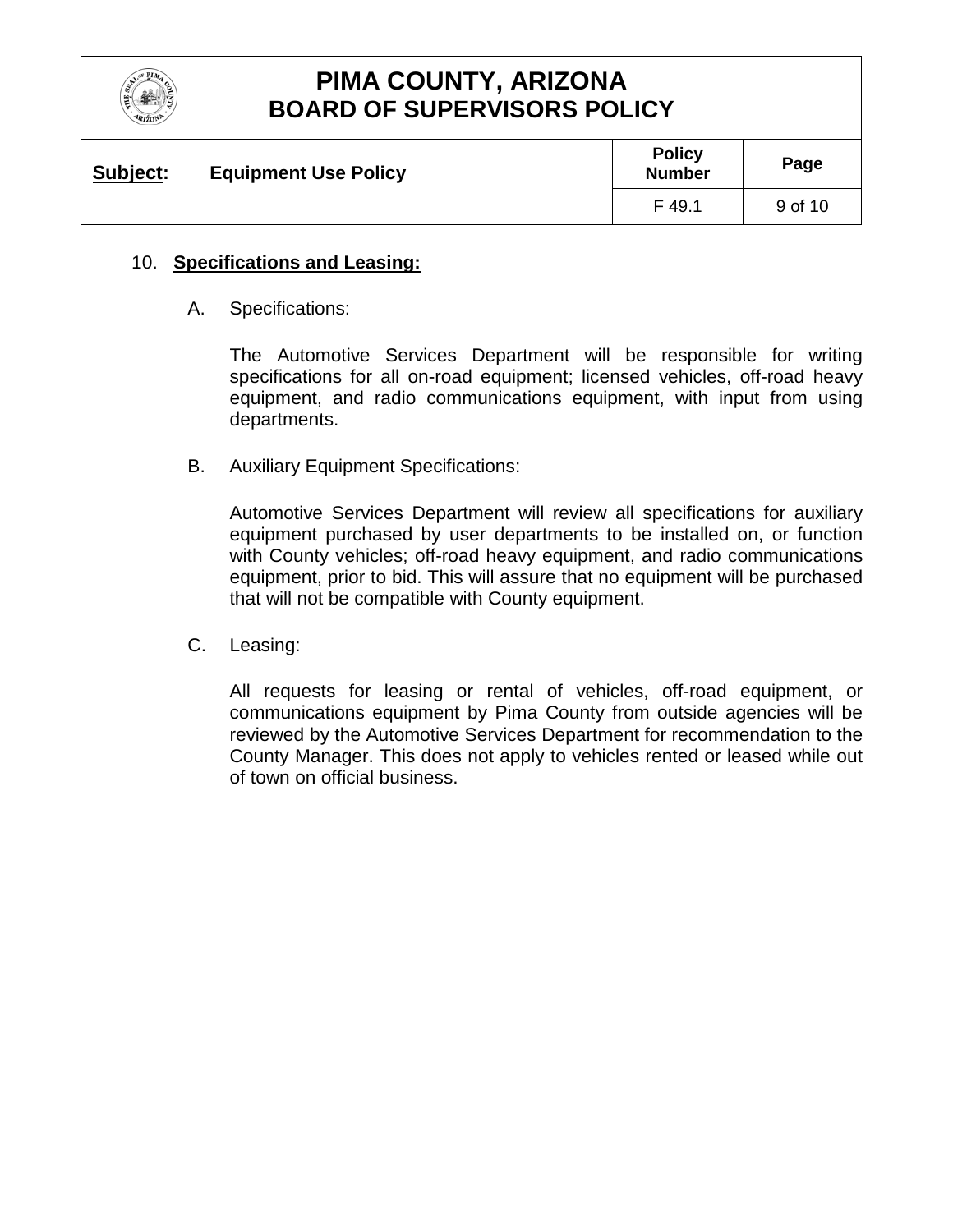10. **Specifications and Leasing:**

    A. Specifications:

    The Automotive Services Department will be responsible for writing specifications for all on-road equipment; licensed vehicles, off-road heavy equipment, and radio communications equipment, with input from using departments.

    B. Auxiliary Equipment Specifications:

    Automotive Services Department will review all specifications for auxiliary equipment purchased by user departments to be installed on, or function with County vehicles; off-road heavy equipment, and radio communications equipment, prior to bid. This will assure that no equipment will be purchased that will not be compatible with County equipment.

    C. Leasing:

    All requests for leasing or rental of vehicles, off-road equipment, or communications equipment by Pima County from outside agencies will be reviewed by the Automotive Services Department for recommendation to the County Manager. This does not apply to vehicles rented or leased while out of town on official business.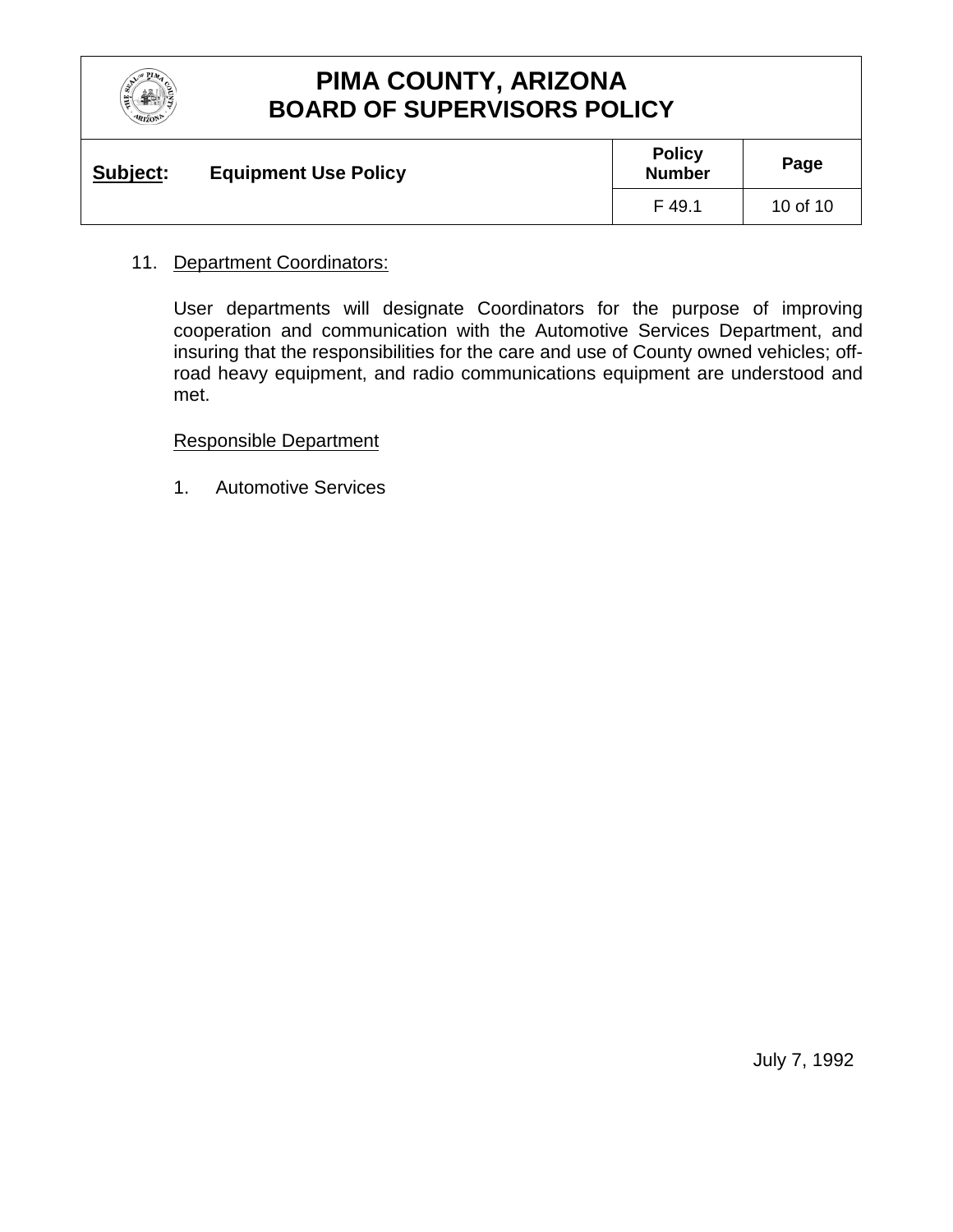11. Department Coordinators:

    User departments will designate Coordinators for the purpose of improving cooperation and communication with the Automotive Services Department, and insuring that the responsibilities for the care and use of County owned vehicles; off-road heavy equipment, and radio communications equipment are understood and met.

    Responsible Department

    1. Automotive Services

July 7, 1992